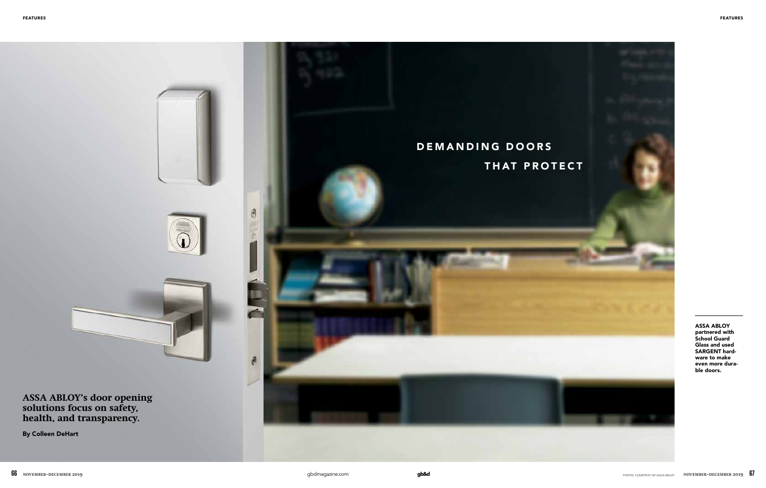# DEMANDING DOORS THAT PROTECT

**ASSA ABLOY's door opening solutions focus on safety, health, and transparency.**

By Colleen DeHart

ASSA ABLOY partnered with School Guard Glass and used SARGENT hardware to make even more durable doors.

PHOTO: COURTESY OF ASSA ABLOY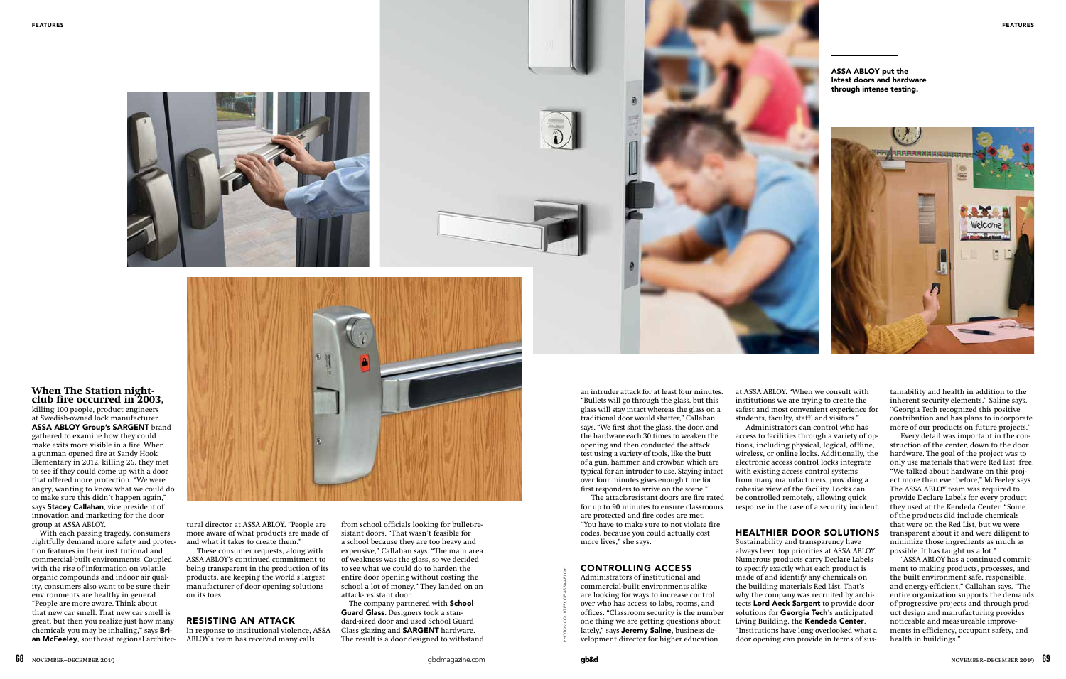ASSA ABLOY put the latest doors and hardware through intense testing.

## When The Station nightclub fire occurred in 2003,

killing 100 people, product engineers at Swedish-owned lock manufacturer **ASSA ABLOY Group's SARGENT** brand gathered to examine how they could make exits more visible in a fire. When a gunman opened fire at Sandy Hook Elementary in 2012, killing 26, they met to see if they could come up with a door that offered more protection. "We were angry, wanting to know what we could do to make sure this didn't happen again," says **Stacey Callahan**, vice president of innovation and marketing for the door group at ASSA ABLOY.

With each passing tragedy, consumers rightfully demand more safety and protection features in their institutional and commercial-built environments. Coupled with the rise of information on volatile organic compounds and indoor air quality, consumers also want to be sure their environments are healthy in general. "People are more aware. Think about that new car smell. That new car smell is great, but then you realize just how many chemicals you may be inhaling," says **Brian McFeeley**, southeast regional architectural director at ASSA ABLOY. "People are more aware of what products are made of and what it takes to create them."

These consumer requests, along with ASSA ABLOY's continued commitment to being transparent in the production of its products, are keeping the world's largest manufacturer of door opening solutions on its toes.

### RESISTING AN ATTACK

In response to institutional violence, ASSA ABLOY's team has received many calls from school officials looking for bullet-resistant doors. "That wasn't feasible for a school because they are too heavy and expensive," Callahan says. "The main area of weakness was the glass, so we decided to see what we could do to harden the entire door opening without costing the school a lot of money." They landed on an attack-resistant door.

The company partnered with **School Guard Glass**. Designers took a standard-sized door and used School Guard Glass glazing and **SARGENT** hardware. The result is a door designed to withstand an intruder attack for at least four minutes. "Bullets will go through the glass, but this glass will stay intact whereas the glass on a traditional door would shatter," Callahan says. "We first shot the glass, the door, and the hardware each 30 times to weaken the opening and then conducted the attack test using a variety of tools, like the butt of a gun, hammer, and crowbar, which are typical for an intruder to use. Staying intact over four minutes gives enough time for first responders to arrive on the scene."

The attack-resistant doors are fire rated for up to 90 minutes to ensure classrooms are protected and fire codes are met. "You have to make sure to not violate fire codes, because you could actually cost more lives," she says.

### CONTROLLING ACCESS

Administrators of institutional and commercial-built environments alike are looking for ways to increase control over who has access to labs, rooms, and offices. "Classroom security is the number one thing we are getting questions about lately," says **Jeremy Saline**, business development director for higher education at ASSA ABLOY. "When we consult with institutions we are trying to create the safest and most convenient experience for students, faculty, staff, and visitors."

Administrators can control who has access to facilities through a variety of options, including physical, logical, offline, wireless, or online locks. Additionally, the electronic access control locks integrate with existing access control systems from many manufacturers, providing a cohesive view of the facility. Locks can be controlled remotely, allowing quick response in the case of a security incident.

### HEALTHIER DOOR SOLUTIONS

Sustainability and transparency have always been top priorities at ASSA ABLOY. Numerous products carry Declare Labels to specify exactly what each product is made of and identify any chemicals on the building materials Red List. That's why the company was recruited by architects **Lord Aeck Sargent** to provide door solutions for **Georgia Tech**'s anticipated Living Building, the **Kendeda Center**. "Institutions have long overlooked what a door opening can provide in terms of sustainability and health in addition to the inherent security elements," Saline says. "Georgia Tech recognized this positive contribution and has plans to incorporate more of our products on future projects."

Every detail was important in the construction of the center, down to the door hardware. The goal of the project was to only use materials that were Red List–free. "We talked about hardware on this project more than ever before," McFeeley says. The ASSA ABLOY team was required to provide Declare Labels for every product they used at the Kendeda Center. "Some of the products did include chemicals that were on the Red List, but we were transparent about it and were diligent to minimize those ingredients as much as possible. It has taught us a lot."

"ASSA ABLOY has a continued commitment to making products, processes, and the built environment safe, responsible, and energy-efficient," Callahan says. "The entire organization supports the demands of progressive projects and through product design and manufacturing provides noticeable and measureable improvements in efficiency, occupant safety, and health in buildings."

PHOTOS: COURTESY OF ASSA ABLOY